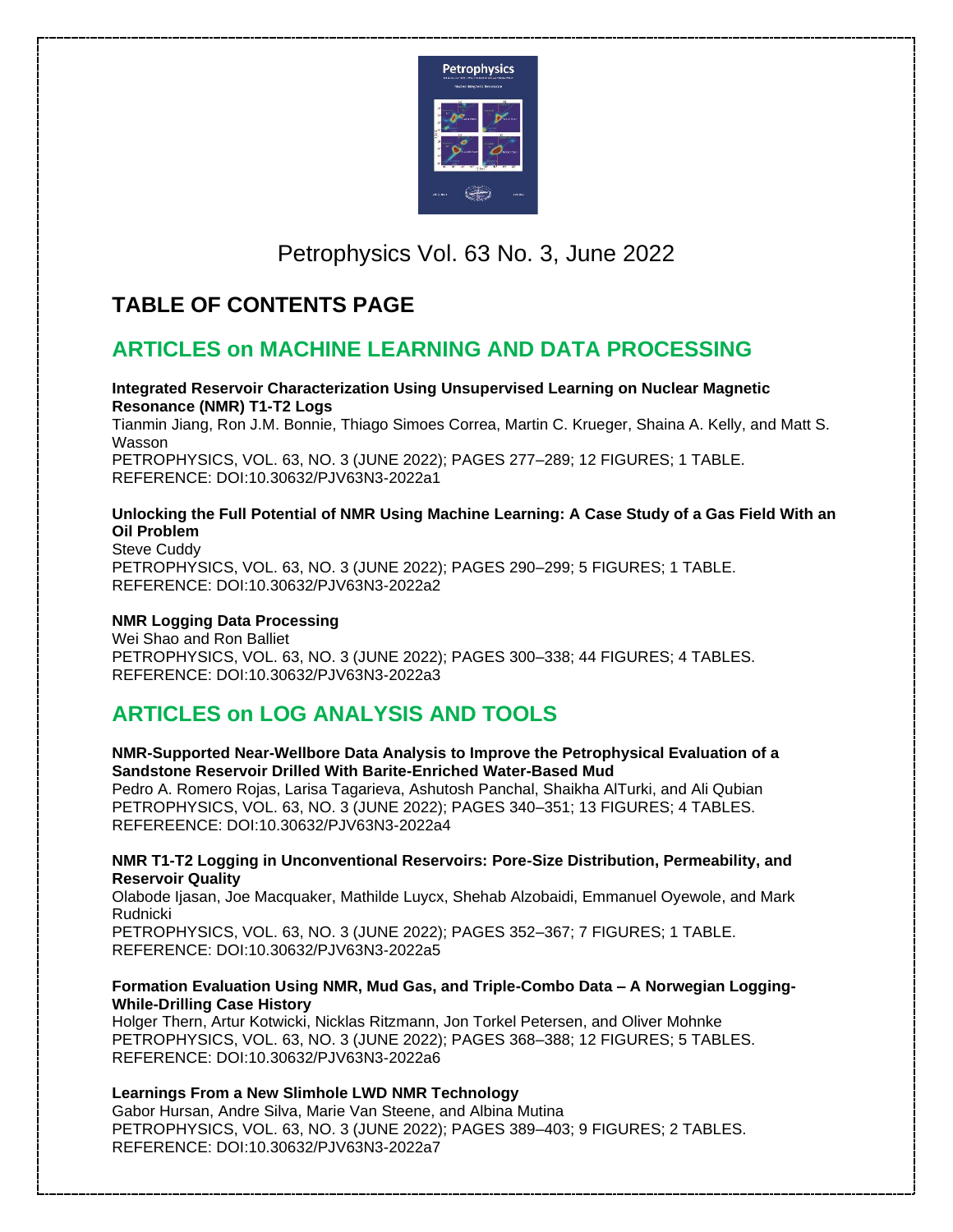# Petrophysics Vol. 63 No. 3, June 2022

## TABLE OF CONTENTS PAGE

## ARTICLES on MACHINE LEARNING AND DATA PROCESSING

**Integrated Reservoir Characterization Using Unsupervised Learning on Nuclear Magnetic Resonance (NMR) T1-T2 Logs**
Tianmin Jiang, Ron J.M. Bonnie, Thiago Simoes Correa, Martin C. Krueger, Shaina A. Kelly, and Matt S. Wasson
PETROPHYSICS, VOL. 63, NO. 3 (JUNE 2022); PAGES 277–289; 12 FIGURES; 1 TABLE.
REFERENCE: DOI:10.30632/PJV63N3-2022a1

**Unlocking the Full Potential of NMR Using Machine Learning: A Case Study of a Gas Field With an Oil Problem**
Steve Cuddy
PETROPHYSICS, VOL. 63, NO. 3 (JUNE 2022); PAGES 290–299; 5 FIGURES; 1 TABLE.
REFERENCE: DOI:10.30632/PJV63N3-2022a2

**NMR Logging Data Processing**
Wei Shao and Ron Balliet
PETROPHYSICS, VOL. 63, NO. 3 (JUNE 2022); PAGES 300–338; 44 FIGURES; 4 TABLES.
REFERENCE: DOI:10.30632/PJV63N3-2022a3

## ARTICLES on LOG ANALYSIS AND TOOLS

**NMR-Supported Near-Wellbore Data Analysis to Improve the Petrophysical Evaluation of a Sandstone Reservoir Drilled With Barite-Enriched Water-Based Mud**
Pedro A. Romero Rojas, Larisa Tagarieva, Ashutosh Panchal, Shaikha AlTurki, and Ali Qubian
PETROPHYSICS, VOL. 63, NO. 3 (JUNE 2022); PAGES 340–351; 13 FIGURES; 4 TABLES.
REFEREENCE: DOI:10.30632/PJV63N3-2022a4

**NMR T1-T2 Logging in Unconventional Reservoirs: Pore-Size Distribution, Permeability, and Reservoir Quality**
Olabode Ijasan, Joe Macquaker, Mathilde Luycx, Shehab Alzobaidi, Emmanuel Oyewole, and Mark Rudnicki
PETROPHYSICS, VOL. 63, NO. 3 (JUNE 2022); PAGES 352–367; 7 FIGURES; 1 TABLE.
REFERENCE: DOI:10.30632/PJV63N3-2022a5

**Formation Evaluation Using NMR, Mud Gas, and Triple-Combo Data – A Norwegian Logging-While-Drilling Case History**
Holger Thern, Artur Kotwicki, Nicklas Ritzmann, Jon Torkel Petersen, and Oliver Mohnke
PETROPHYSICS, VOL. 63, NO. 3 (JUNE 2022); PAGES 368–388; 12 FIGURES; 5 TABLES.
REFERENCE: DOI:10.30632/PJV63N3-2022a6

**Learnings From a New Slimhole LWD NMR Technology**
Gabor Hursan, Andre Silva, Marie Van Steene, and Albina Mutina
PETROPHYSICS, VOL. 63, NO. 3 (JUNE 2022); PAGES 389–403; 9 FIGURES; 2 TABLES.
REFERENCE: DOI:10.30632/PJV63N3-2022a7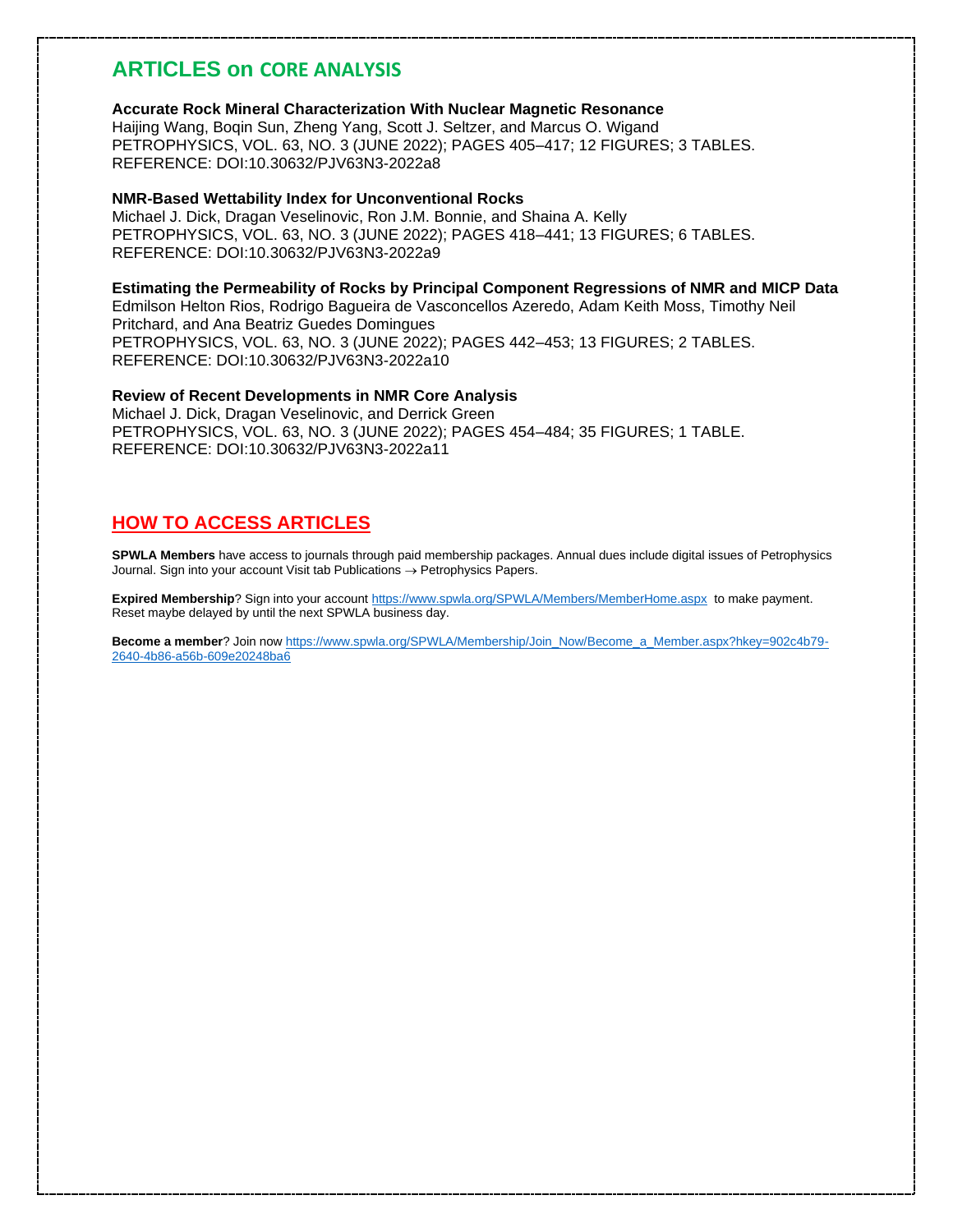## ARTICLES on CORE ANALYSIS

**Accurate Rock Mineral Characterization With Nuclear Magnetic Resonance**
Haijing Wang, Boqin Sun, Zheng Yang, Scott J. Seltzer, and Marcus O. Wigand
PETROPHYSICS, VOL. 63, NO. 3 (JUNE 2022); PAGES 405–417; 12 FIGURES; 3 TABLES.
REFERENCE: DOI:10.30632/PJV63N3-2022a8

**NMR-Based Wettability Index for Unconventional Rocks**
Michael J. Dick, Dragan Veselinovic, Ron J.M. Bonnie, and Shaina A. Kelly
PETROPHYSICS, VOL. 63, NO. 3 (JUNE 2022); PAGES 418–441; 13 FIGURES; 6 TABLES.
REFERENCE: DOI:10.30632/PJV63N3-2022a9

**Estimating the Permeability of Rocks by Principal Component Regressions of NMR and MICP Data**
Edmilson Helton Rios, Rodrigo Bagueira de Vasconcellos Azeredo, Adam Keith Moss, Timothy Neil Pritchard, and Ana Beatriz Guedes Domingues
PETROPHYSICS, VOL. 63, NO. 3 (JUNE 2022); PAGES 442–453; 13 FIGURES; 2 TABLES.
REFERENCE: DOI:10.30632/PJV63N3-2022a10

**Review of Recent Developments in NMR Core Analysis**
Michael J. Dick, Dragan Veselinovic, and Derrick Green
PETROPHYSICS, VOL. 63, NO. 3 (JUNE 2022); PAGES 454–484; 35 FIGURES; 1 TABLE.
REFERENCE: DOI:10.30632/PJV63N3-2022a11

## HOW TO ACCESS ARTICLES

**SPWLA Members** have access to journals through paid membership packages. Annual dues include digital issues of Petrophysics Journal. Sign into your account Visit tab Publications → Petrophysics Papers.

**Expired Membership**? Sign into your account https://www.spwla.org/SPWLA/Members/MemberHome.aspx to make payment. Reset maybe delayed by until the next SPWLA business day.

**Become a member**? Join now https://www.spwla.org/SPWLA/Membership/Join_Now/Become_a_Member.aspx?hkey=902c4b79-2640-4b86-a56b-609e20248ba6